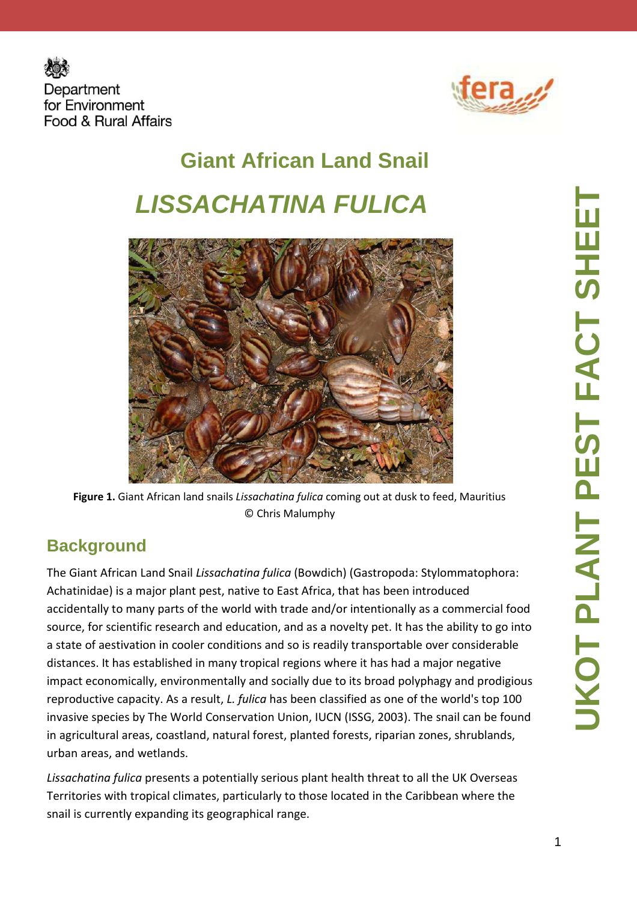Department for Environment Food & Rural Affairs

fera

# Giant African Land Snail

# *LISSACHATINA FULICA*

**Figure 1.** Giant African land snails *Lissachatina fulica* coming out at dusk to feed, Mauritius © Chris Malumphy

## Background

The Giant African Land Snail *Lissachatina fulica* (Bowdich) (Gastropoda: Stylommatophora: Achatinidae) is a major plant pest, native to East Africa, that has been introduced accidentally to many parts of the world with trade and/or intentionally as a commercial food source, for scientific research and education, and as a novelty pet. It has the ability to go into a state of aestivation in cooler conditions and so is readily transportable over considerable distances. It has established in many tropical regions where it has had a major negative impact economically, environmentally and socially due to its broad polyphagy and prodigious reproductive capacity. As a result, *L. fulica* has been classified as one of the world's top 100 invasive species by The World Conservation Union, IUCN (ISSG, 2003). The snail can be found in agricultural areas, coastland, natural forest, planted forests, riparian zones, shrublands, urban areas, and wetlands.

*Lissachatina fulica* presents a potentially serious plant health threat to all the UK Overseas Territories with tropical climates, particularly to those located in the Caribbean where the snail is currently expanding its geographical range.

UKOT PLANT PEST FACT SHEET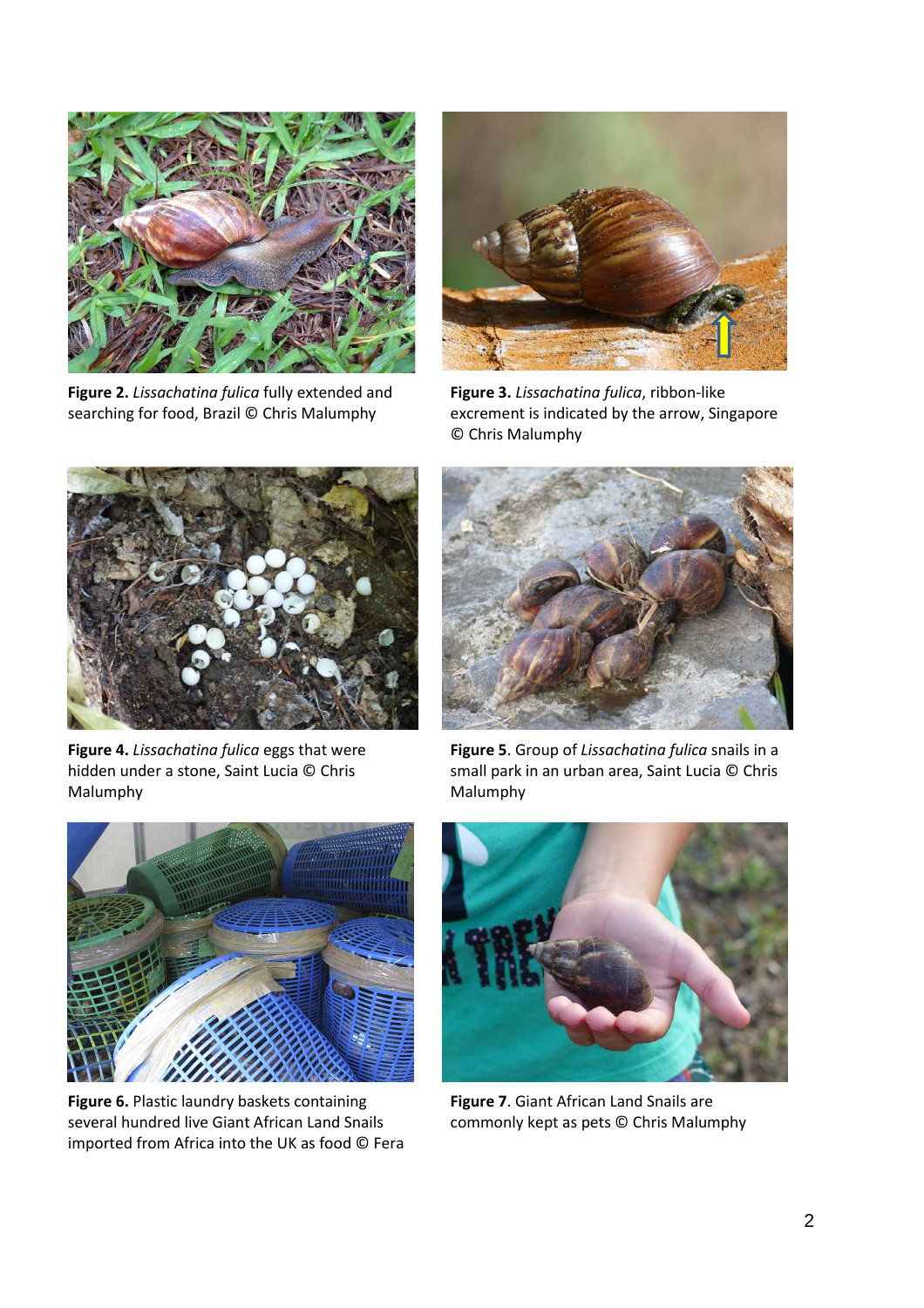**Figure 2.** *Lissachatina fulica* fully extended and searching for food, Brazil © Chris Malumphy

**Figure 3.** *Lissachatina fulica*, ribbon-like excrement is indicated by the arrow, Singapore © Chris Malumphy

**Figure 4.** *Lissachatina fulica* eggs that were hidden under a stone, Saint Lucia © Chris Malumphy

**Figure 5**. Group of *Lissachatina fulica* snails in a small park in an urban area, Saint Lucia © Chris Malumphy

**Figure 6.** Plastic laundry baskets containing several hundred live Giant African Land Snails imported from Africa into the UK as food © Fera

**Figure 7**. Giant African Land Snails are commonly kept as pets © Chris Malumphy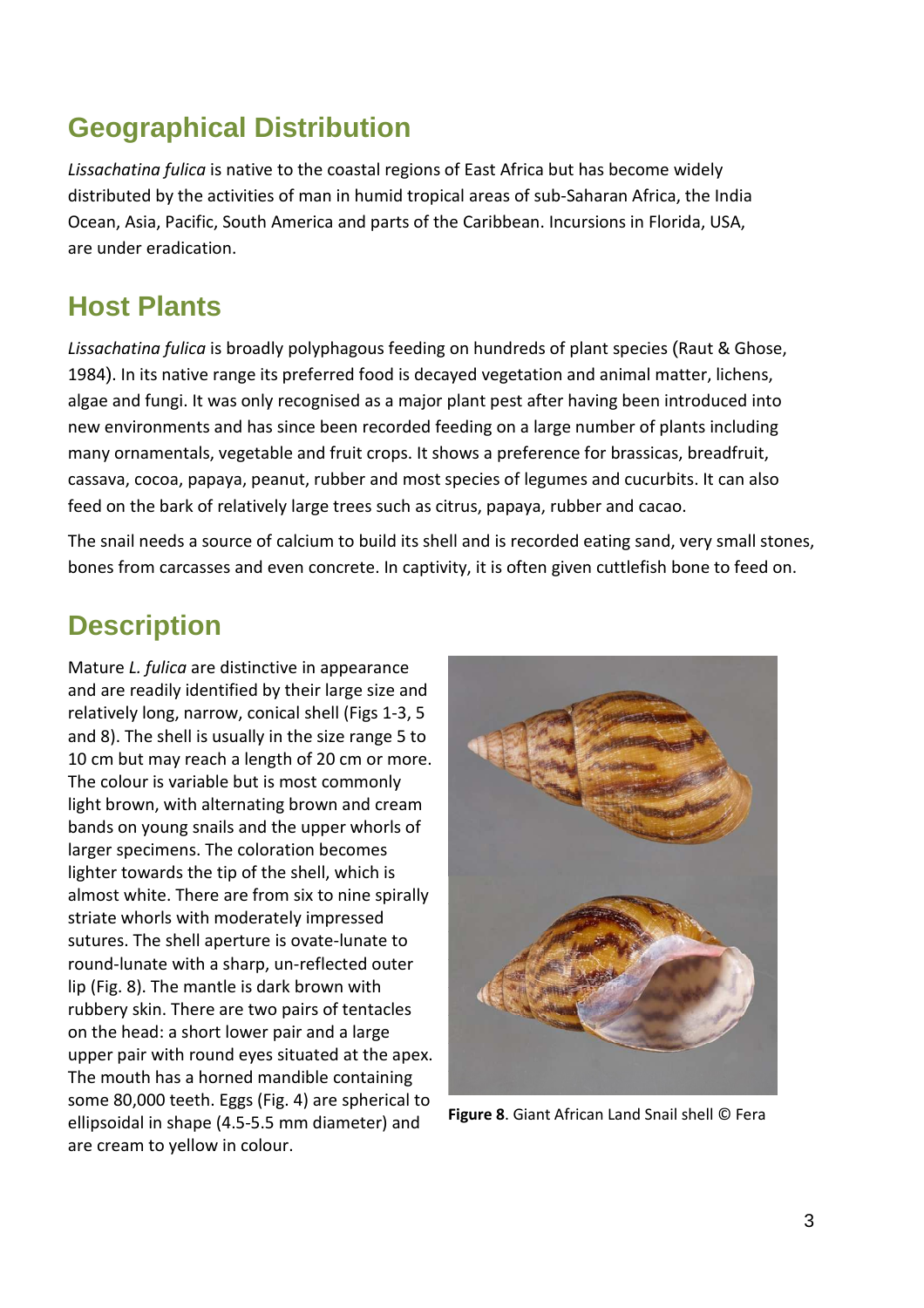## Geographical Distribution

*Lissachatina fulica* is native to the coastal regions of East Africa but has become widely distributed by the activities of man in humid tropical areas of sub-Saharan Africa, the India Ocean, Asia, Pacific, South America and parts of the Caribbean. Incursions in Florida, USA, are under eradication.

## Host Plants

*Lissachatina fulica* is broadly polyphagous feeding on hundreds of plant species (Raut & Ghose, 1984). In its native range its preferred food is decayed vegetation and animal matter, lichens, algae and fungi. It was only recognised as a major plant pest after having been introduced into new environments and has since been recorded feeding on a large number of plants including many ornamentals, vegetable and fruit crops. It shows a preference for brassicas, breadfruit, cassava, cocoa, papaya, peanut, rubber and most species of legumes and cucurbits. It can also feed on the bark of relatively large trees such as citrus, papaya, rubber and cacao.

The snail needs a source of calcium to build its shell and is recorded eating sand, very small stones, bones from carcasses and even concrete. In captivity, it is often given cuttlefish bone to feed on.

## Description

Mature *L. fulica* are distinctive in appearance and are readily identified by their large size and relatively long, narrow, conical shell (Figs 1-3, 5 and 8). The shell is usually in the size range 5 to 10 cm but may reach a length of 20 cm or more. The colour is variable but is most commonly light brown, with alternating brown and cream bands on young snails and the upper whorls of larger specimens. The coloration becomes lighter towards the tip of the shell, which is almost white. There are from six to nine spirally striate whorls with moderately impressed sutures. The shell aperture is ovate-lunate to round-lunate with a sharp, un-reflected outer lip (Fig. 8). The mantle is dark brown with rubbery skin. There are two pairs of tentacles on the head: a short lower pair and a large upper pair with round eyes situated at the apex. The mouth has a horned mandible containing some 80,000 teeth. Eggs (Fig. 4) are spherical to ellipsoidal in shape (4.5-5.5 mm diameter) and are cream to yellow in colour.

**Figure 8**. Giant African Land Snail shell © Fera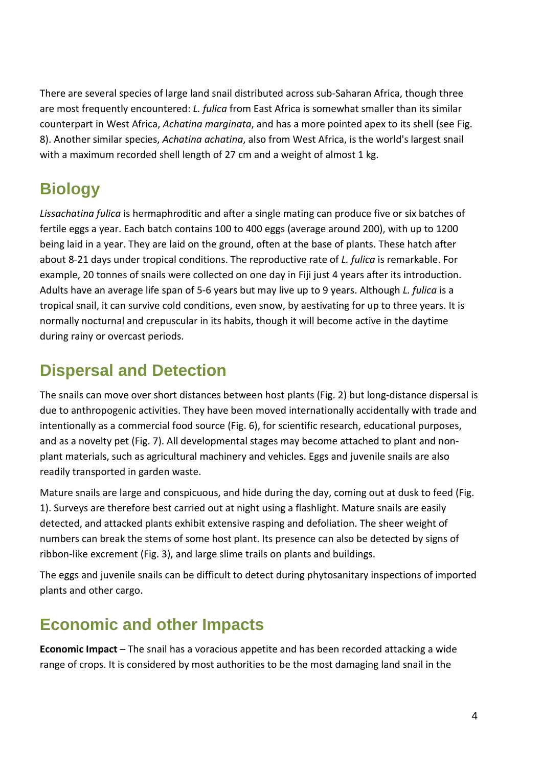There are several species of large land snail distributed across sub-Saharan Africa, though three are most frequently encountered: *L. fulica* from East Africa is somewhat smaller than its similar counterpart in West Africa, *Achatina marginata*, and has a more pointed apex to its shell (see Fig. 8). Another similar species, *Achatina achatina*, also from West Africa, is the world's largest snail with a maximum recorded shell length of 27 cm and a weight of almost 1 kg.

## Biology

*Lissachatina fulica* is hermaphroditic and after a single mating can produce five or six batches of fertile eggs a year. Each batch contains 100 to 400 eggs (average around 200), with up to 1200 being laid in a year. They are laid on the ground, often at the base of plants. These hatch after about 8-21 days under tropical conditions. The reproductive rate of *L. fulica* is remarkable. For example, 20 tonnes of snails were collected on one day in Fiji just 4 years after its introduction. Adults have an average life span of 5-6 years but may live up to 9 years. Although *L. fulica* is a tropical snail, it can survive cold conditions, even snow, by aestivating for up to three years. It is normally nocturnal and crepuscular in its habits, though it will become active in the daytime during rainy or overcast periods.

## Dispersal and Detection

The snails can move over short distances between host plants (Fig. 2) but long-distance dispersal is due to anthropogenic activities. They have been moved internationally accidentally with trade and intentionally as a commercial food source (Fig. 6), for scientific research, educational purposes, and as a novelty pet (Fig. 7). All developmental stages may become attached to plant and non-plant materials, such as agricultural machinery and vehicles. Eggs and juvenile snails are also readily transported in garden waste.

Mature snails are large and conspicuous, and hide during the day, coming out at dusk to feed (Fig. 1). Surveys are therefore best carried out at night using a flashlight. Mature snails are easily detected, and attacked plants exhibit extensive rasping and defoliation. The sheer weight of numbers can break the stems of some host plant. Its presence can also be detected by signs of ribbon-like excrement (Fig. 3), and large slime trails on plants and buildings.

The eggs and juvenile snails can be difficult to detect during phytosanitary inspections of imported plants and other cargo.

## Economic and other Impacts

**Economic Impact** – The snail has a voracious appetite and has been recorded attacking a wide range of crops. It is considered by most authorities to be the most damaging land snail in the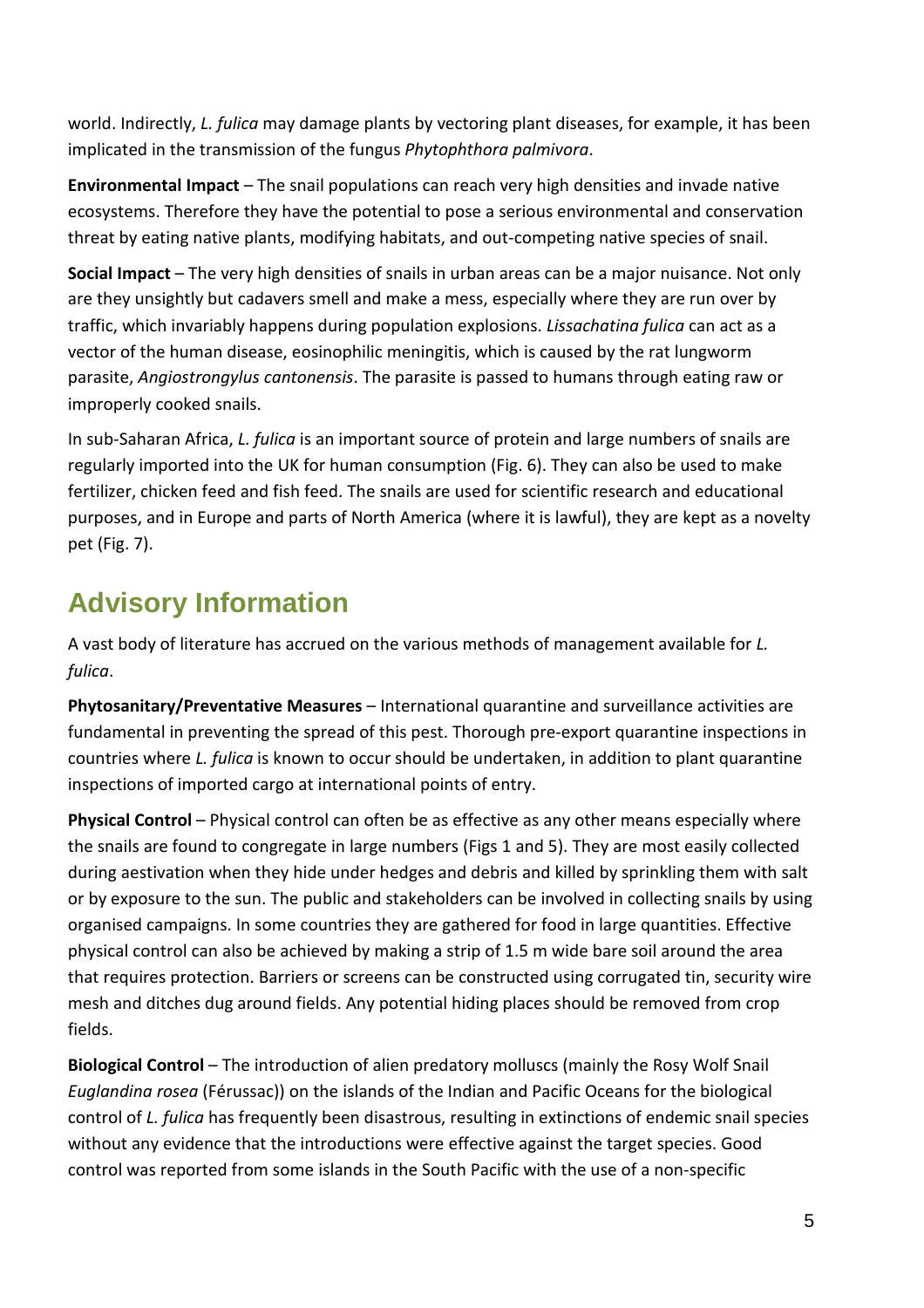world. Indirectly, *L. fulica* may damage plants by vectoring plant diseases, for example, it has been implicated in the transmission of the fungus *Phytophthora palmivora*.

**Environmental Impact** – The snail populations can reach very high densities and invade native ecosystems. Therefore they have the potential to pose a serious environmental and conservation threat by eating native plants, modifying habitats, and out-competing native species of snail.

**Social Impact** – The very high densities of snails in urban areas can be a major nuisance. Not only are they unsightly but cadavers smell and make a mess, especially where they are run over by traffic, which invariably happens during population explosions. *Lissachatina fulica* can act as a vector of the human disease, eosinophilic meningitis, which is caused by the rat lungworm parasite, *Angiostrongylus cantonensis*. The parasite is passed to humans through eating raw or improperly cooked snails.

In sub-Saharan Africa, *L. fulica* is an important source of protein and large numbers of snails are regularly imported into the UK for human consumption (Fig. 6). They can also be used to make fertilizer, chicken feed and fish feed. The snails are used for scientific research and educational purposes, and in Europe and parts of North America (where it is lawful), they are kept as a novelty pet (Fig. 7).

## Advisory Information

A vast body of literature has accrued on the various methods of management available for *L. fulica*.

**Phytosanitary/Preventative Measures** – International quarantine and surveillance activities are fundamental in preventing the spread of this pest. Thorough pre-export quarantine inspections in countries where *L. fulica* is known to occur should be undertaken, in addition to plant quarantine inspections of imported cargo at international points of entry.

**Physical Control** – Physical control can often be as effective as any other means especially where the snails are found to congregate in large numbers (Figs 1 and 5). They are most easily collected during aestivation when they hide under hedges and debris and killed by sprinkling them with salt or by exposure to the sun. The public and stakeholders can be involved in collecting snails by using organised campaigns. In some countries they are gathered for food in large quantities. Effective physical control can also be achieved by making a strip of 1.5 m wide bare soil around the area that requires protection. Barriers or screens can be constructed using corrugated tin, security wire mesh and ditches dug around fields. Any potential hiding places should be removed from crop fields.

**Biological Control** – The introduction of alien predatory molluscs (mainly the Rosy Wolf Snail *Euglandina rosea* (Férussac)) on the islands of the Indian and Pacific Oceans for the biological control of *L. fulica* has frequently been disastrous, resulting in extinctions of endemic snail species without any evidence that the introductions were effective against the target species. Good control was reported from some islands in the South Pacific with the use of a non-specific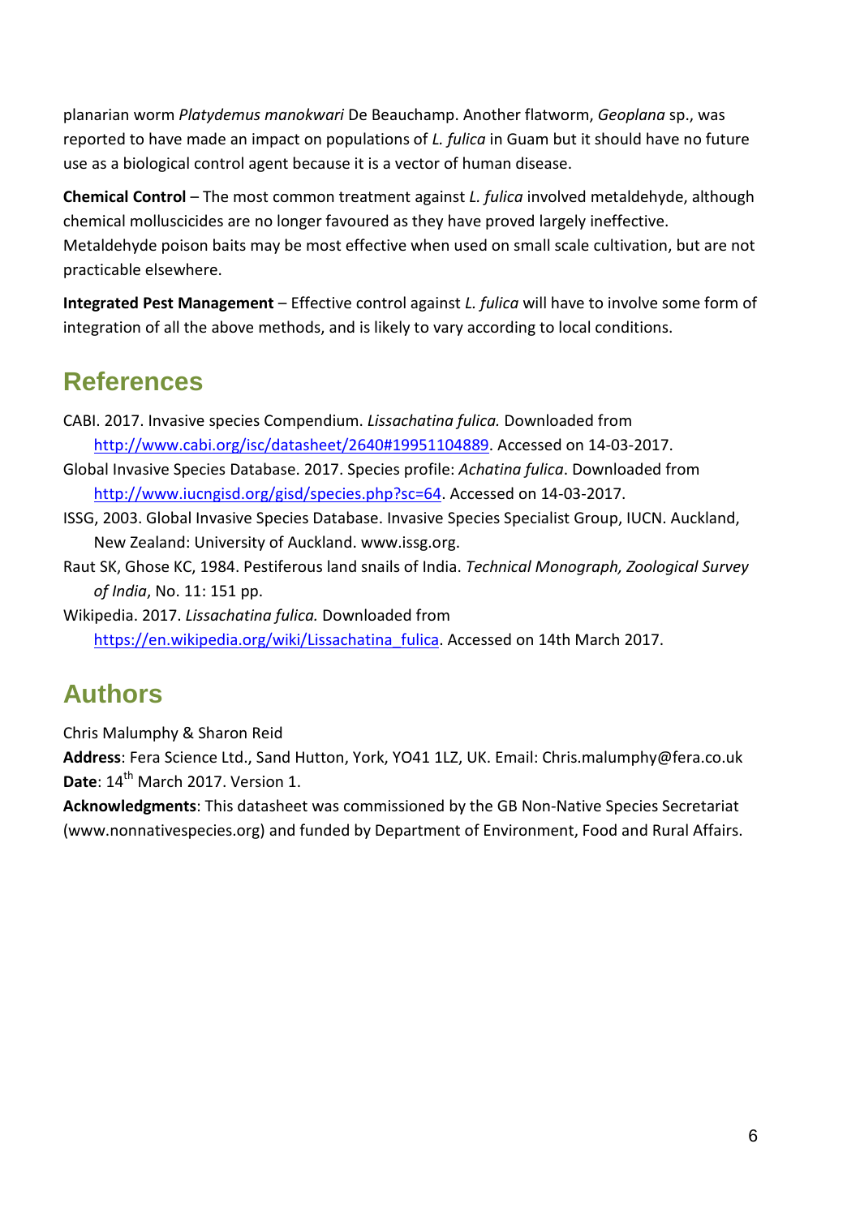planarian worm *Platydemus manokwari* De Beauchamp. Another flatworm, *Geoplana* sp., was reported to have made an impact on populations of *L. fulica* in Guam but it should have no future use as a biological control agent because it is a vector of human disease.

**Chemical Control** – The most common treatment against *L. fulica* involved metaldehyde, although chemical molluscicides are no longer favoured as they have proved largely ineffective. Metaldehyde poison baits may be most effective when used on small scale cultivation, but are not practicable elsewhere.

**Integrated Pest Management** – Effective control against *L. fulica* will have to involve some form of integration of all the above methods, and is likely to vary according to local conditions.

## References

CABI. 2017. Invasive species Compendium. *Lissachatina fulica.* Downloaded from http://www.cabi.org/isc/datasheet/2640#19951104889. Accessed on 14-03-2017.

Global Invasive Species Database. 2017. Species profile: *Achatina fulica*. Downloaded from http://www.iucngisd.org/gisd/species.php?sc=64. Accessed on 14-03-2017.

ISSG, 2003. Global Invasive Species Database. Invasive Species Specialist Group, IUCN. Auckland, New Zealand: University of Auckland. www.issg.org.

Raut SK, Ghose KC, 1984. Pestiferous land snails of India. *Technical Monograph, Zoological Survey of India*, No. 11: 151 pp.

Wikipedia. 2017. *Lissachatina fulica.* Downloaded from https://en.wikipedia.org/wiki/Lissachatina_fulica. Accessed on 14th March 2017.

## Authors

Chris Malumphy & Sharon Reid

**Address**: Fera Science Ltd., Sand Hutton, York, YO41 1LZ, UK. Email: Chris.malumphy@fera.co.uk

**Date**: 14th March 2017. Version 1.

**Acknowledgments**: This datasheet was commissioned by the GB Non-Native Species Secretariat (www.nonnativespecies.org) and funded by Department of Environment, Food and Rural Affairs.